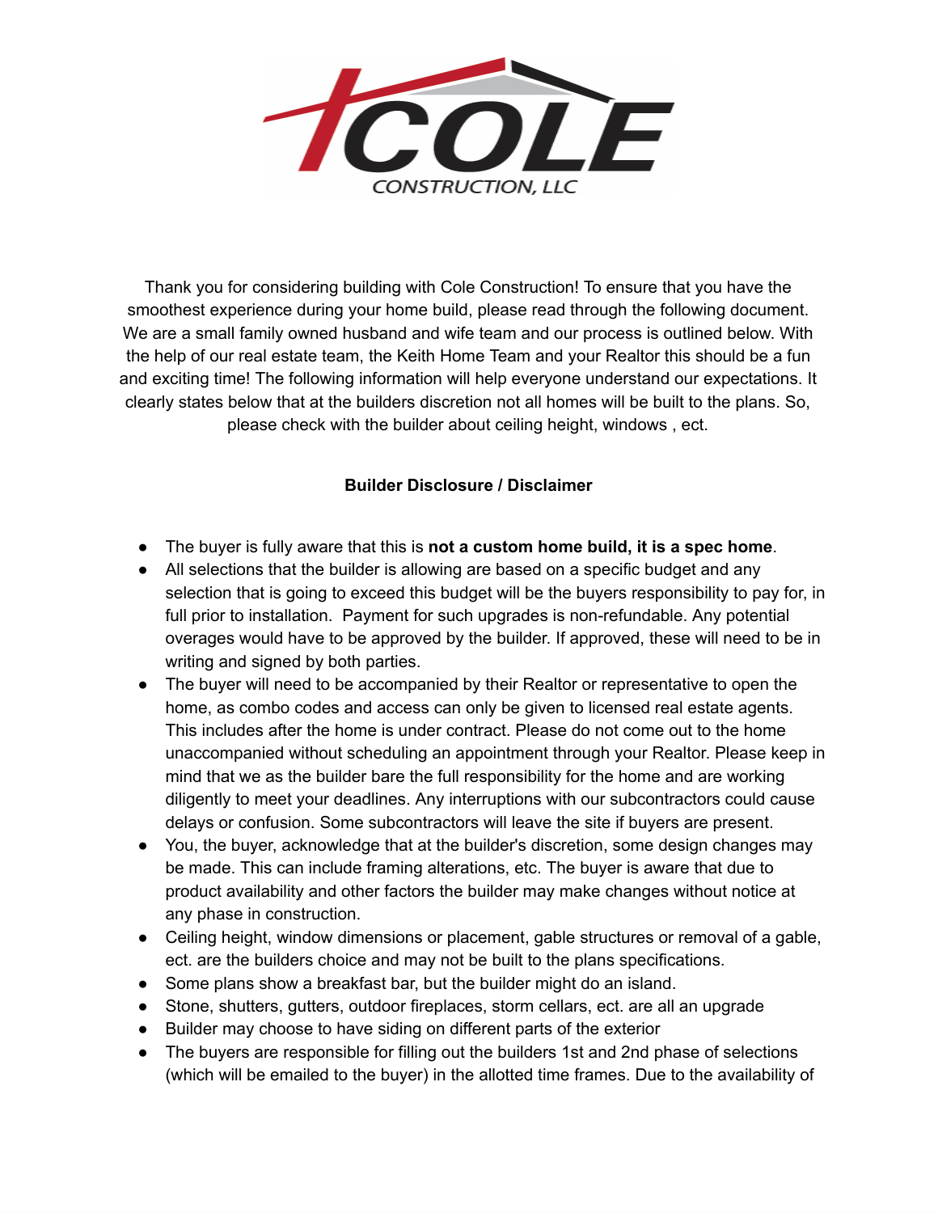Thank you for considering building with Cole Construction! To ensure that you have the smoothest experience during your home build, please read through the following document. We are a small family owned husband and wife team and our process is outlined below. With the help of our real estate team, the Keith Home Team and your Realtor this should be a fun and exciting time! The following information will help everyone understand our expectations. It clearly states below that at the builders discretion not all homes will be built to the plans. So, please check with the builder about ceiling height, windows , ect.

**Builder Disclosure / Disclaimer**

- The buyer is fully aware that this is **not a custom home build, it is a spec home**.
- All selections that the builder is allowing are based on a specific budget and any selection that is going to exceed this budget will be the buyers responsibility to pay for, in full prior to installation. Payment for such upgrades is non-refundable. Any potential overages would have to be approved by the builder. If approved, these will need to be in writing and signed by both parties.
- The buyer will need to be accompanied by their Realtor or representative to open the home, as combo codes and access can only be given to licensed real estate agents. This includes after the home is under contract. Please do not come out to the home unaccompanied without scheduling an appointment through your Realtor. Please keep in mind that we as the builder bare the full responsibility for the home and are working diligently to meet your deadlines. Any interruptions with our subcontractors could cause delays or confusion. Some subcontractors will leave the site if buyers are present.
- You, the buyer, acknowledge that at the builder's discretion, some design changes may be made. This can include framing alterations, etc. The buyer is aware that due to product availability and other factors the builder may make changes without notice at any phase in construction.
- Ceiling height, window dimensions or placement, gable structures or removal of a gable, ect. are the builders choice and may not be built to the plans specifications.
- Some plans show a breakfast bar, but the builder might do an island.
- Stone, shutters, gutters, outdoor fireplaces, storm cellars, ect. are all an upgrade
- Builder may choose to have siding on different parts of the exterior
- The buyers are responsible for filling out the builders 1st and 2nd phase of selections (which will be emailed to the buyer) in the allotted time frames. Due to the availability of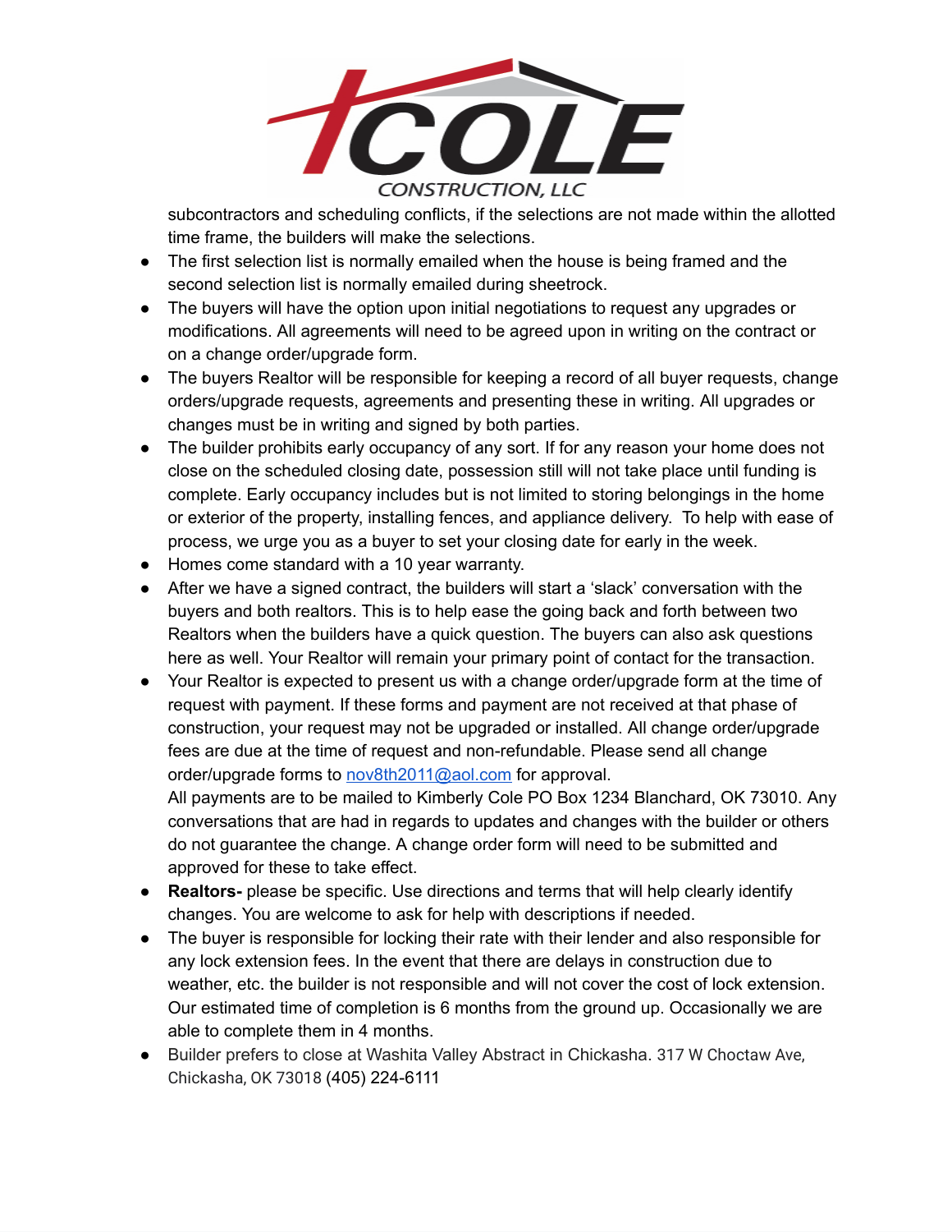subcontractors and scheduling conflicts, if the selections are not made within the allotted time frame, the builders will make the selections.

- The first selection list is normally emailed when the house is being framed and the second selection list is normally emailed during sheetrock.
- The buyers will have the option upon initial negotiations to request any upgrades or modifications. All agreements will need to be agreed upon in writing on the contract or on a change order/upgrade form.
- The buyers Realtor will be responsible for keeping a record of all buyer requests, change orders/upgrade requests, agreements and presenting these in writing. All upgrades or changes must be in writing and signed by both parties.
- The builder prohibits early occupancy of any sort. If for any reason your home does not close on the scheduled closing date, possession still will not take place until funding is complete. Early occupancy includes but is not limited to storing belongings in the home or exterior of the property, installing fences, and appliance delivery. To help with ease of process, we urge you as a buyer to set your closing date for early in the week.
- Homes come standard with a 10 year warranty.
- After we have a signed contract, the builders will start a 'slack' conversation with the buyers and both realtors. This is to help ease the going back and forth between two Realtors when the builders have a quick question. The buyers can also ask questions here as well. Your Realtor will remain your primary point of contact for the transaction.
- Your Realtor is expected to present us with a change order/upgrade form at the time of request with payment. If these forms and payment are not received at that phase of construction, your request may not be upgraded or installed. All change order/upgrade fees are due at the time of request and non-refundable. Please send all change order/upgrade forms to nov8th2011@aol.com for approval.
  All payments are to be mailed to Kimberly Cole PO Box 1234 Blanchard, OK 73010. Any conversations that are had in regards to updates and changes with the builder or others do not guarantee the change. A change order form will need to be submitted and approved for these to take effect.
- **Realtors-** please be specific. Use directions and terms that will help clearly identify changes. You are welcome to ask for help with descriptions if needed.
- The buyer is responsible for locking their rate with their lender and also responsible for any lock extension fees. In the event that there are delays in construction due to weather, etc. the builder is not responsible and will not cover the cost of lock extension. Our estimated time of completion is 6 months from the ground up. Occasionally we are able to complete them in 4 months.
- Builder prefers to close at Washita Valley Abstract in Chickasha. 317 W Choctaw Ave, Chickasha, OK 73018 (405) 224-6111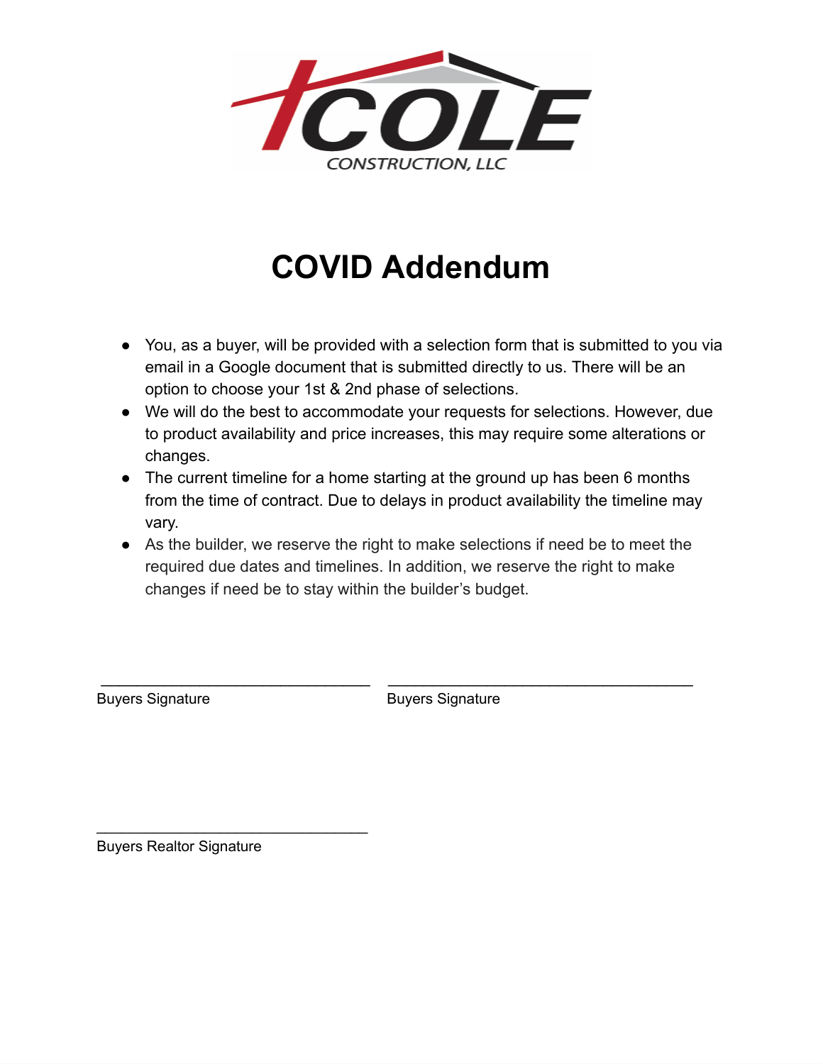COLE

CONSTRUCTION, LLC

# COVID Addendum

- You, as a buyer, will be provided with a selection form that is submitted to you via email in a Google document that is submitted directly to us. There will be an option to choose your 1st & 2nd phase of selections.
- We will do the best to accommodate your requests for selections. However, due to product availability and price increases, this may require some alterations or changes.
- The current timeline for a home starting at the ground up has been 6 months from the time of contract. Due to delays in product availability the timeline may vary.
- As the builder, we reserve the right to make selections if need be to meet the required due dates and timelines. In addition, we reserve the right to make changes if need be to stay within the builder's budget.

_______________________________ Buyers Signature

_______________________________ Buyers Signature

_______________________________ Buyers Realtor Signature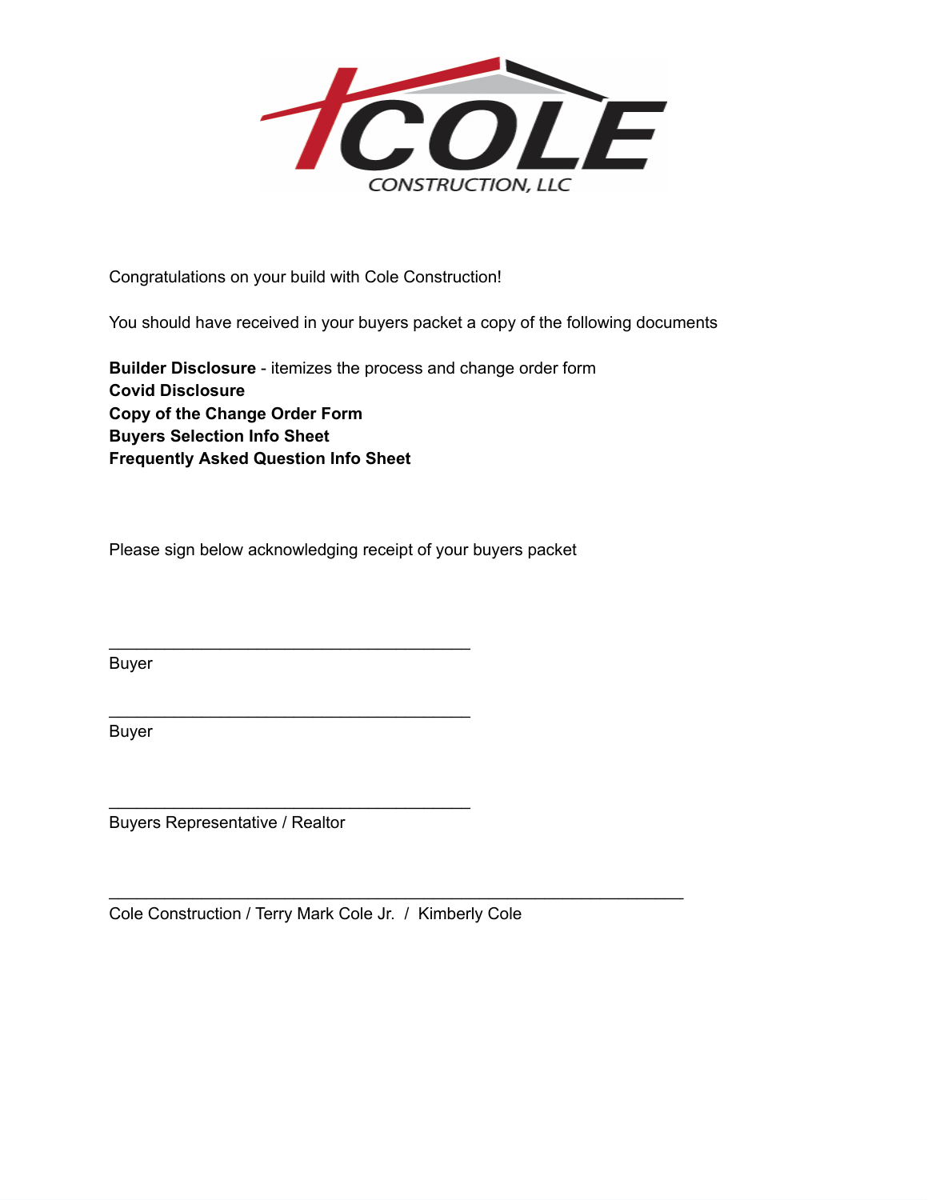COLE

CONSTRUCTION, LLC

Congratulations on your build with Cole Construction!

You should have received in your buyers packet a copy of the following documents

**Builder Disclosure** - itemizes the process and change order form
**Covid Disclosure**
**Copy of the Change Order Form**
**Buyers Selection Info Sheet**
**Frequently Asked Question Info Sheet**

Please sign below acknowledging receipt of your buyers packet

\_\_\_\_\_\_\_\_\_\_\_\_\_\_\_\_\_\_\_\_\_\_\_\_\_\_\_\_\_\_\_\_\_\_\_\_\_\_\_\_
Buyer

\_\_\_\_\_\_\_\_\_\_\_\_\_\_\_\_\_\_\_\_\_\_\_\_\_\_\_\_\_\_\_\_\_\_\_\_\_\_\_\_
Buyer

\_\_\_\_\_\_\_\_\_\_\_\_\_\_\_\_\_\_\_\_\_\_\_\_\_\_\_\_\_\_\_\_\_\_\_\_\_\_\_\_
Buyers Representative / Realtor

\_\_\_\_\_\_\_\_\_\_\_\_\_\_\_\_\_\_\_\_\_\_\_\_\_\_\_\_\_\_\_\_\_\_\_\_\_\_\_\_\_\_\_\_\_\_\_\_\_\_\_\_\_\_\_\_\_\_\_\_\_\_
Cole Construction / Terry Mark Cole Jr. / Kimberly Cole